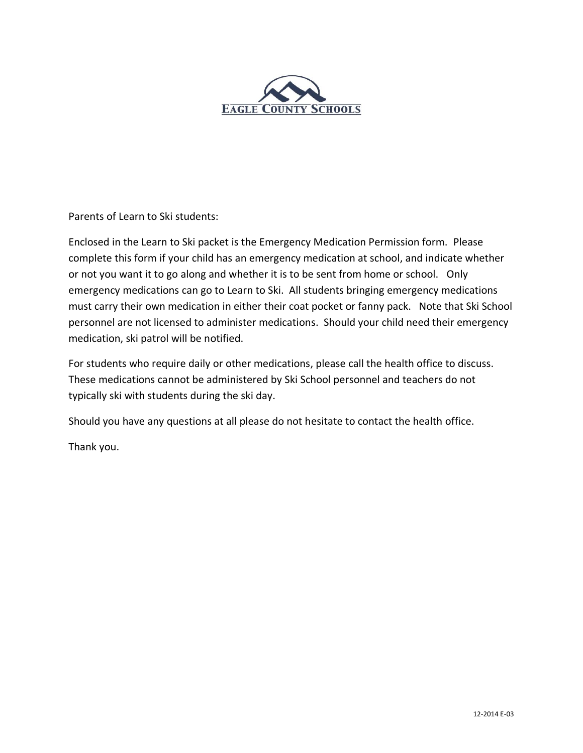**EAGLE COUNTY SCHOOLS**

Parents of Learn to Ski students:

Enclosed in the Learn to Ski packet is the Emergency Medication Permission form. Please complete this form if your child has an emergency medication at school, and indicate whether or not you want it to go along and whether it is to be sent from home or school. Only emergency medications can go to Learn to Ski. All students bringing emergency medications must carry their own medication in either their coat pocket or fanny pack. Note that Ski School personnel are not licensed to administer medications. Should your child need their emergency medication, ski patrol will be notified.

For students who require daily or other medications, please call the health office to discuss. These medications cannot be administered by Ski School personnel and teachers do not typically ski with students during the ski day.

Should you have any questions at all please do not hesitate to contact the health office.

Thank you.

12-2014 E-03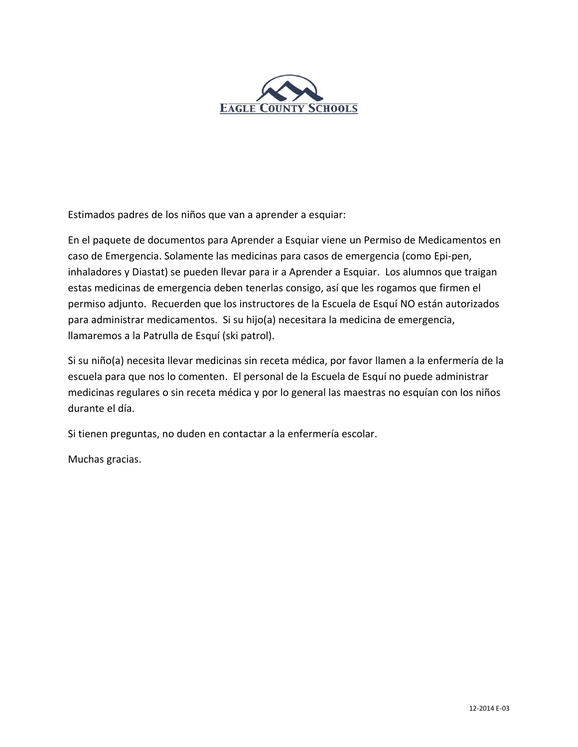Eagle County Schools

Estimados padres de los niños que van a aprender a esquiar:

En el paquete de documentos para Aprender a Esquiar viene un Permiso de Medicamentos en caso de Emergencia. Solamente las medicinas para casos de emergencia (como Epi-pen, inhaladores y Diastat) se pueden llevar para ir a Aprender a Esquiar. Los alumnos que traigan estas medicinas de emergencia deben tenerlas consigo, así que les rogamos que firmen el permiso adjunto. Recuerden que los instructores de la Escuela de Esquí NO están autorizados para administrar medicamentos. Si su hijo(a) necesitara la medicina de emergencia, llamaremos a la Patrulla de Esquí (ski patrol).

Si su niño(a) necesita llevar medicinas sin receta médica, por favor llamen a la enfermería de la escuela para que nos lo comenten. El personal de la Escuela de Esquí no puede administrar medicinas regulares o sin receta médica y por lo general las maestras no esquían con los niños durante el día.

Si tienen preguntas, no duden en contactar a la enfermería escolar.

Muchas gracias.

12-2014 E-03